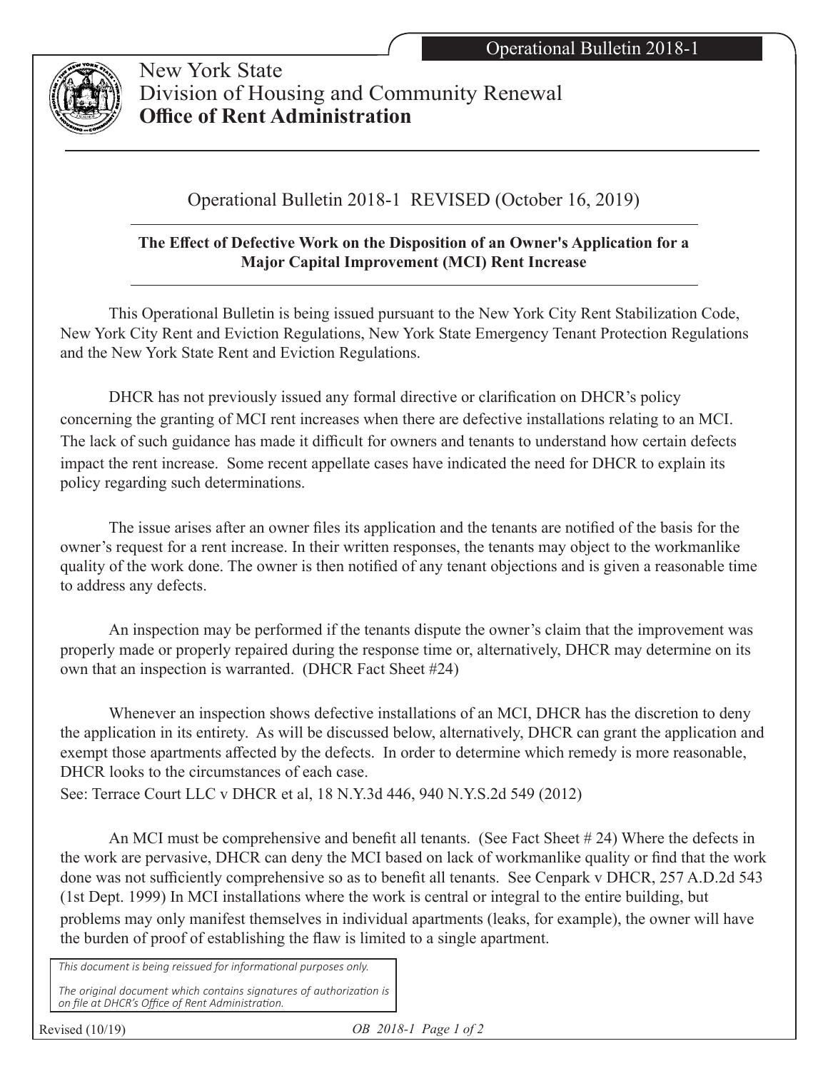New York State
Division of Housing and Community Renewal
**Office of Rent Administration**

# Operational Bulletin 2018-1 REVISED (October 16, 2019)

**The Effect of Defective Work on the Disposition of an Owner's Application for a Major Capital Improvement (MCI) Rent Increase**

This Operational Bulletin is being issued pursuant to the New York City Rent Stabilization Code, New York City Rent and Eviction Regulations, New York State Emergency Tenant Protection Regulations and the New York State Rent and Eviction Regulations.

DHCR has not previously issued any formal directive or clarification on DHCR's policy concerning the granting of MCI rent increases when there are defective installations relating to an MCI. The lack of such guidance has made it difficult for owners and tenants to understand how certain defects impact the rent increase. Some recent appellate cases have indicated the need for DHCR to explain its policy regarding such determinations.

The issue arises after an owner files its application and the tenants are notified of the basis for the owner's request for a rent increase. In their written responses, the tenants may object to the workmanlike quality of the work done. The owner is then notified of any tenant objections and is given a reasonable time to address any defects.

An inspection may be performed if the tenants dispute the owner's claim that the improvement was properly made or properly repaired during the response time or, alternatively, DHCR may determine on its own that an inspection is warranted. (DHCR Fact Sheet #24)

Whenever an inspection shows defective installations of an MCI, DHCR has the discretion to deny the application in its entirety. As will be discussed below, alternatively, DHCR can grant the application and exempt those apartments affected by the defects. In order to determine which remedy is more reasonable, DHCR looks to the circumstances of each case.
See: Terrace Court LLC v DHCR et al, 18 N.Y.3d 446, 940 N.Y.S.2d 549 (2012)

An MCI must be comprehensive and benefit all tenants. (See Fact Sheet # 24) Where the defects in the work are pervasive, DHCR can deny the MCI based on lack of workmanlike quality or find that the work done was not sufficiently comprehensive so as to benefit all tenants. See Cenpark v DHCR, 257 A.D.2d 543 (1st Dept. 1999) In MCI installations where the work is central or integral to the entire building, but problems may only manifest themselves in individual apartments (leaks, for example), the owner will have the burden of proof of establishing the flaw is limited to a single apartment.

*This document is being reissued for informational purposes only.*

*The original document which contains signatures of authorization is on file at DHCR's Office of Rent Administration.*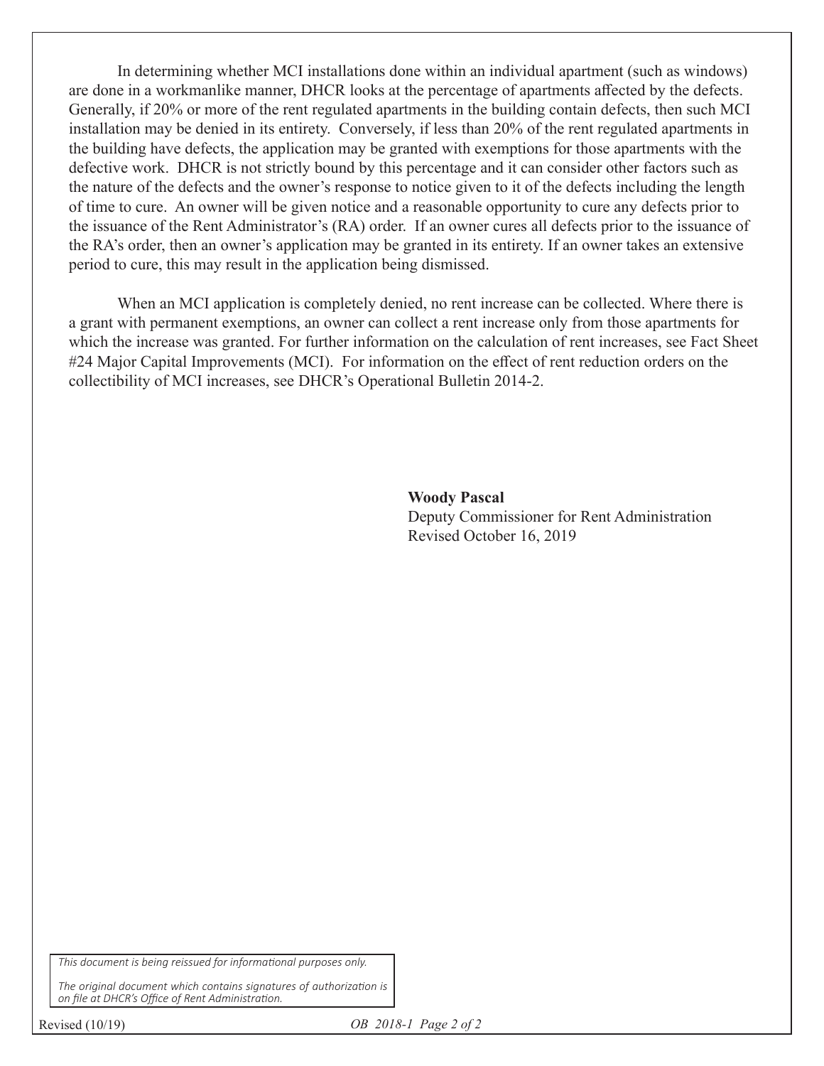In determining whether MCI installations done within an individual apartment (such as windows) are done in a workmanlike manner, DHCR looks at the percentage of apartments affected by the defects. Generally, if 20% or more of the rent regulated apartments in the building contain defects, then such MCI installation may be denied in its entirety. Conversely, if less than 20% of the rent regulated apartments in the building have defects, the application may be granted with exemptions for those apartments with the defective work. DHCR is not strictly bound by this percentage and it can consider other factors such as the nature of the defects and the owner's response to notice given to it of the defects including the length of time to cure. An owner will be given notice and a reasonable opportunity to cure any defects prior to the issuance of the Rent Administrator's (RA) order. If an owner cures all defects prior to the issuance of the RA's order, then an owner's application may be granted in its entirety. If an owner takes an extensive period to cure, this may result in the application being dismissed.

When an MCI application is completely denied, no rent increase can be collected. Where there is a grant with permanent exemptions, an owner can collect a rent increase only from those apartments for which the increase was granted. For further information on the calculation of rent increases, see Fact Sheet #24 Major Capital Improvements (MCI). For information on the effect of rent reduction orders on the collectibility of MCI increases, see DHCR's Operational Bulletin 2014-2.

**Woody Pascal**
Deputy Commissioner for Rent Administration
Revised October 16, 2019

*This document is being reissued for informational purposes only.*

*The original document which contains signatures of authorization is on file at DHCR's Office of Rent Administration.*

Revised (10/19)